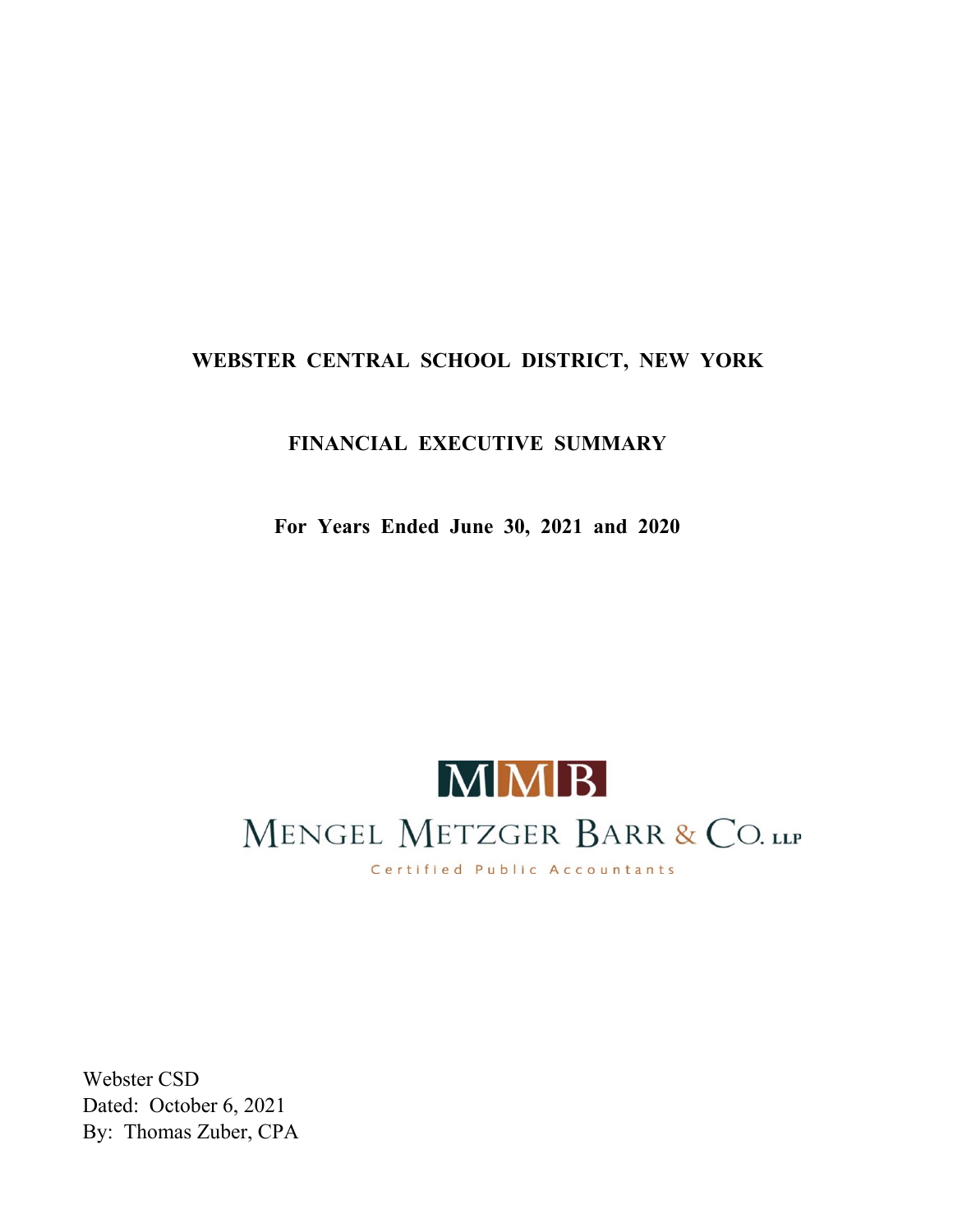# WEBSTER CENTRAL SCHOOL DISTRICT, NEW YORK

## FINANCIAL EXECUTIVE SUMMARY

**For Years Ended June 30, 2021 and 2020**

MMB

MENGEL METZGER BARR & CO. LLP

Certified Public Accountants

Webster CSD
Dated: October 6, 2021
By: Thomas Zuber, CPA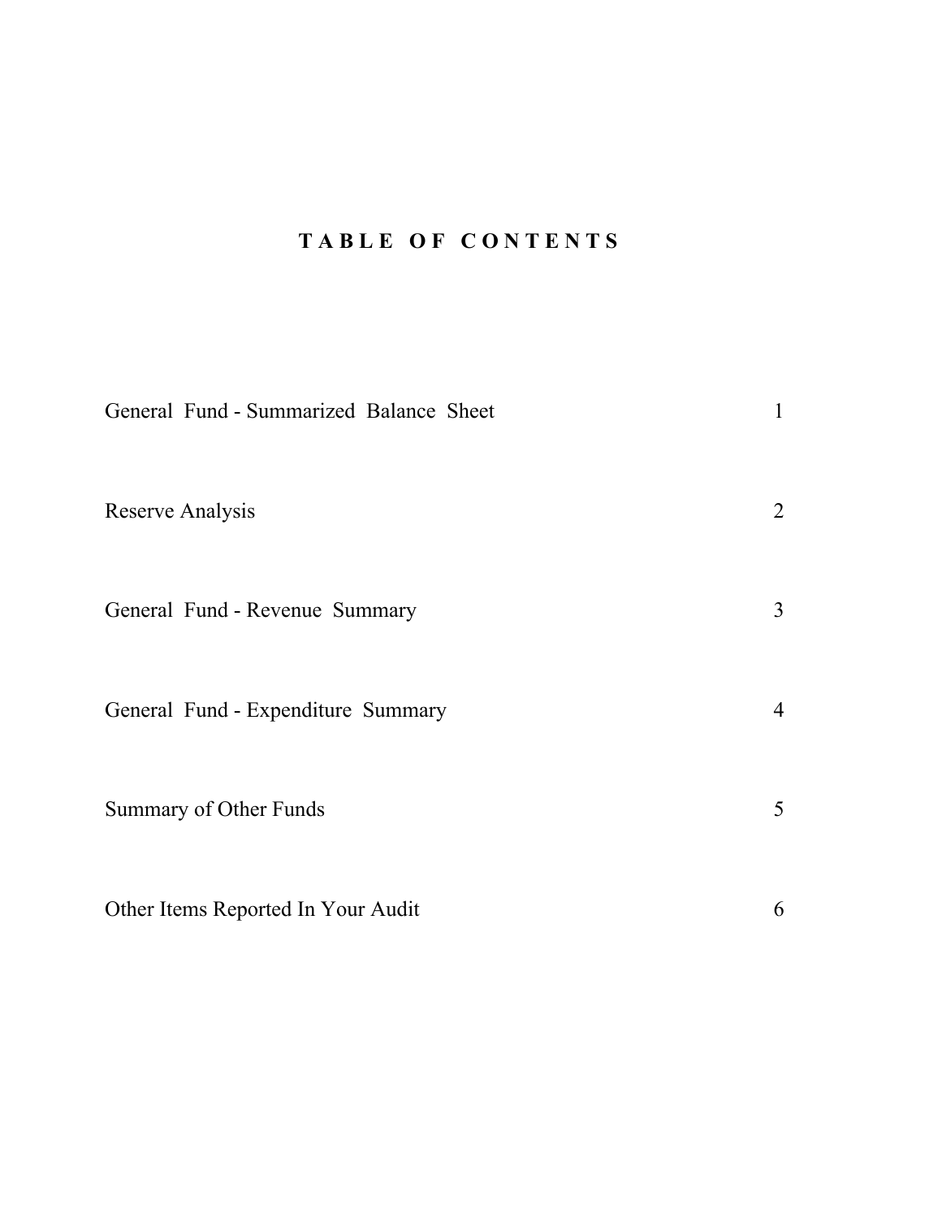# TABLE OF CONTENTS

| | |
|---|---|
| General Fund - Summarized Balance Sheet | 1 |
| Reserve Analysis | 2 |
| General Fund - Revenue Summary | 3 |
| General Fund - Expenditure Summary | 4 |
| Summary of Other Funds | 5 |
| Other Items Reported In Your Audit | 6 |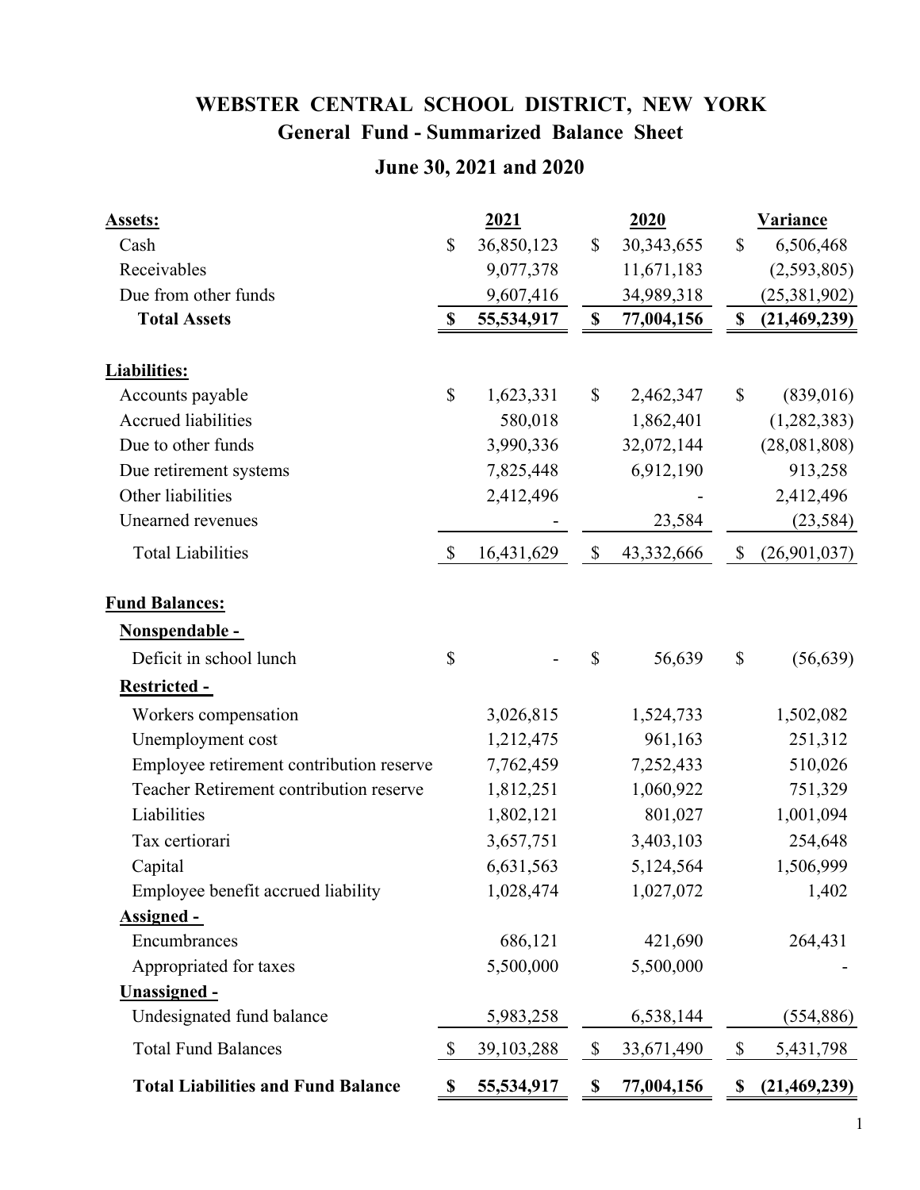# WEBSTER CENTRAL SCHOOL DISTRICT, NEW YORK

## General Fund - Summarized Balance Sheet

## June 30, 2021 and 2020

| | 2021 | 2020 | Variance |
|---|---|---|---|
| **Assets:** | | | |
| Cash | $ 36,850,123 | $ 30,343,655 | $ 6,506,468 |
| Receivables | 9,077,378 | 11,671,183 | (2,593,805) |
| Due from other funds | 9,607,416 | 34,989,318 | (25,381,902) |
| **Total Assets** | **$ 55,534,917** | **$ 77,004,156** | **$ (21,469,239)** |
| **Liabilities:** | | | |
| Accounts payable | $ 1,623,331 | $ 2,462,347 | $ (839,016) |
| Accrued liabilities | 580,018 | 1,862,401 | (1,282,383) |
| Due to other funds | 3,990,336 | 32,072,144 | (28,081,808) |
| Due retirement systems | 7,825,448 | 6,912,190 | 913,258 |
| Other liabilities | 2,412,496 | - | 2,412,496 |
| Unearned revenues | - | 23,584 | (23,584) |
| Total Liabilities | $ 16,431,629 | $ 43,332,666 | $ (26,901,037) |
| **Fund Balances:** | | | |
| **Nonspendable -** | | | |
| Deficit in school lunch | $ - | $ 56,639 | $ (56,639) |
| **Restricted -** | | | |
| Workers compensation | 3,026,815 | 1,524,733 | 1,502,082 |
| Unemployment cost | 1,212,475 | 961,163 | 251,312 |
| Employee retirement contribution reserve | 7,762,459 | 7,252,433 | 510,026 |
| Teacher Retirement contribution reserve | 1,812,251 | 1,060,922 | 751,329 |
| Liabilities | 1,802,121 | 801,027 | 1,001,094 |
| Tax certiorari | 3,657,751 | 3,403,103 | 254,648 |
| Capital | 6,631,563 | 5,124,564 | 1,506,999 |
| Employee benefit accrued liability | 1,028,474 | 1,027,072 | 1,402 |
| **Assigned -** | | | |
| Encumbrances | 686,121 | 421,690 | 264,431 |
| Appropriated for taxes | 5,500,000 | 5,500,000 | - |
| **Unassigned -** | | | |
| Undesignated fund balance | 5,983,258 | 6,538,144 | (554,886) |
| Total Fund Balances | $ 39,103,288 | $ 33,671,490 | $ 5,431,798 |
| **Total Liabilities and Fund Balance** | **$ 55,534,917** | **$ 77,004,156** | **$ (21,469,239)** |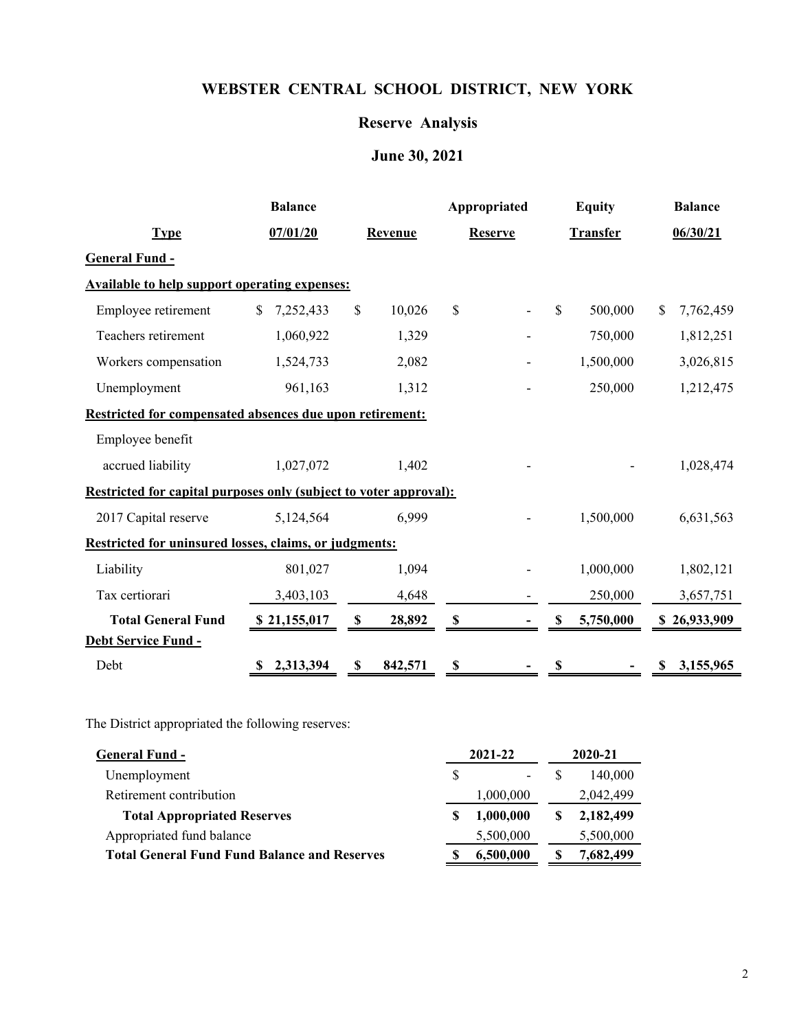# WEBSTER CENTRAL SCHOOL DISTRICT, NEW YORK

## Reserve Analysis

## June 30, 2021

| Type | Balance 07/01/20 | Revenue | Appropriated Reserve | Equity Transfer | Balance 06/30/21 |
|---|---|---|---|---|---|
| **General Fund -** | | | | | |
| **Available to help support operating expenses:** | | | | | |
| Employee retirement | $ 7,252,433 | $ 10,026 | $ - | $ 500,000 | $ 7,762,459 |
| Teachers retirement | 1,060,922 | 1,329 | - | 750,000 | 1,812,251 |
| Workers compensation | 1,524,733 | 2,082 | - | 1,500,000 | 3,026,815 |
| Unemployment | 961,163 | 1,312 | - | 250,000 | 1,212,475 |
| **Restricted for compensated absences due upon retirement:** | | | | | |
| Employee benefit accrued liability | 1,027,072 | 1,402 | - | - | 1,028,474 |
| **Restricted for capital purposes only (subject to voter approval):** | | | | | |
| 2017 Capital reserve | 5,124,564 | 6,999 | - | 1,500,000 | 6,631,563 |
| **Restricted for uninsured losses, claims, or judgments:** | | | | | |
| Liability | 801,027 | 1,094 | - | 1,000,000 | 1,802,121 |
| Tax certiorari | 3,403,103 | 4,648 | - | 250,000 | 3,657,751 |
| **Total General Fund** | **$ 21,155,017** | **$ 28,892** | **$ -** | **$ 5,750,000** | **$ 26,933,909** |
| **Debt Service Fund -** | | | | | |
| Debt | **$ 2,313,394** | **$ 842,571** | **$ -** | **$ -** | **$ 3,155,965** |

The District appropriated the following reserves:

| General Fund - | 2021-22 | 2020-21 |
|---|---|---|
| Unemployment | $ - | $ 140,000 |
| Retirement contribution | 1,000,000 | 2,042,499 |
| **Total Appropriated Reserves** | **$ 1,000,000** | **$ 2,182,499** |
| Appropriated fund balance | 5,500,000 | 5,500,000 |
| **Total General Fund Fund Balance and Reserves** | **$ 6,500,000** | **$ 7,682,499** |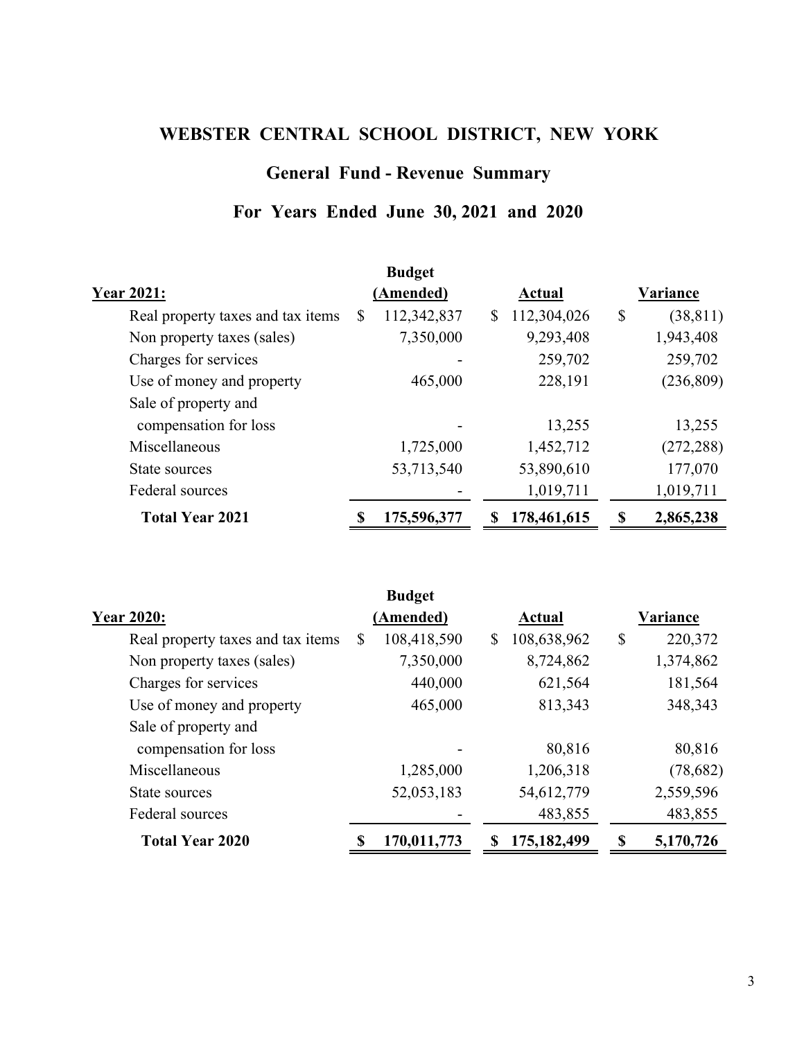# WEBSTER CENTRAL SCHOOL DISTRICT, NEW YORK

## General Fund - Revenue Summary

## For Years Ended June 30, 2021 and 2020

| Year 2021: | Budget (Amended) | Actual | Variance |
|---|---|---|---|
| Real property taxes and tax items | $ 112,342,837 | $ 112,304,026 | $ (38,811) |
| Non property taxes (sales) | 7,350,000 | 9,293,408 | 1,943,408 |
| Charges for services | - | 259,702 | 259,702 |
| Use of money and property | 465,000 | 228,191 | (236,809) |
| Sale of property and compensation for loss | - | 13,255 | 13,255 |
| Miscellaneous | 1,725,000 | 1,452,712 | (272,288) |
| State sources | 53,713,540 | 53,890,610 | 177,070 |
| Federal sources | - | 1,019,711 | 1,019,711 |
| **Total Year 2021** | **$ 175,596,377** | **$ 178,461,615** | **$ 2,865,238** |

| Year 2020: | Budget (Amended) | Actual | Variance |
|---|---|---|---|
| Real property taxes and tax items | $ 108,418,590 | $ 108,638,962 | $ 220,372 |
| Non property taxes (sales) | 7,350,000 | 8,724,862 | 1,374,862 |
| Charges for services | 440,000 | 621,564 | 181,564 |
| Use of money and property | 465,000 | 813,343 | 348,343 |
| Sale of property and compensation for loss | - | 80,816 | 80,816 |
| Miscellaneous | 1,285,000 | 1,206,318 | (78,682) |
| State sources | 52,053,183 | 54,612,779 | 2,559,596 |
| Federal sources | - | 483,855 | 483,855 |
| **Total Year 2020** | **$ 170,011,773** | **$ 175,182,499** | **$ 5,170,726** |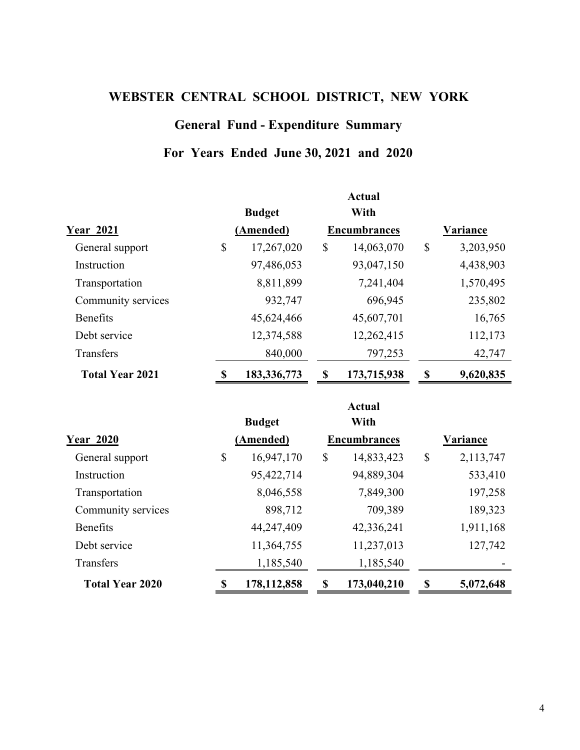# WEBSTER CENTRAL SCHOOL DISTRICT, NEW YORK

## General Fund - Expenditure Summary

## For Years Ended June 30, 2021 and 2020

| Year 2021 | Budget (Amended) | Actual With Encumbrances | Variance |
|---|---|---|---|
| General support | $ 17,267,020 | $ 14,063,070 | $ 3,203,950 |
| Instruction | 97,486,053 | 93,047,150 | 4,438,903 |
| Transportation | 8,811,899 | 7,241,404 | 1,570,495 |
| Community services | 932,747 | 696,945 | 235,802 |
| Benefits | 45,624,466 | 45,607,701 | 16,765 |
| Debt service | 12,374,588 | 12,262,415 | 112,173 |
| Transfers | 840,000 | 797,253 | 42,747 |
| **Total Year 2021** | **$ 183,336,773** | **$ 173,715,938** | **$ 9,620,835** |

| Year 2020 | Budget (Amended) | Actual With Encumbrances | Variance |
|---|---|---|---|
| General support | $ 16,947,170 | $ 14,833,423 | $ 2,113,747 |
| Instruction | 95,422,714 | 94,889,304 | 533,410 |
| Transportation | 8,046,558 | 7,849,300 | 197,258 |
| Community services | 898,712 | 709,389 | 189,323 |
| Benefits | 44,247,409 | 42,336,241 | 1,911,168 |
| Debt service | 11,364,755 | 11,237,013 | 127,742 |
| Transfers | 1,185,540 | 1,185,540 | - |
| **Total Year 2020** | **$ 178,112,858** | **$ 173,040,210** | **$ 5,072,648** |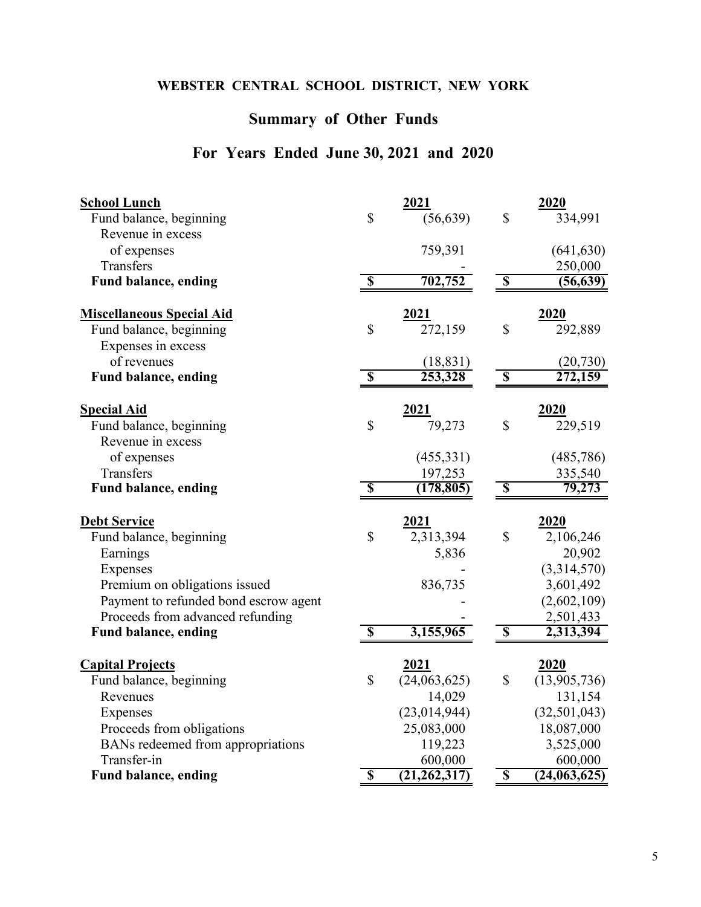# WEBSTER CENTRAL SCHOOL DISTRICT, NEW YORK

## Summary of Other Funds

## For Years Ended June 30, 2021 and 2020

| **School Lunch** | **2021** | **2020** |
|---|---|---|
| Fund balance, beginning | $ (56,639) | $ 334,991 |
| Revenue in excess of expenses | 759,391 | (641,630) |
| Transfers | - | 250,000 |
| **Fund balance, ending** | **$ 702,752** | **$ (56,639)** |

| **Miscellaneous Special Aid** | **2021** | **2020** |
|---|---|---|
| Fund balance, beginning | $ 272,159 | $ 292,889 |
| Expenses in excess of revenues | (18,831) | (20,730) |
| **Fund balance, ending** | **$ 253,328** | **$ 272,159** |

| **Special Aid** | **2021** | **2020** |
|---|---|---|
| Fund balance, beginning | $ 79,273 | $ 229,519 |
| Revenue in excess of expenses | (455,331) | (485,786) |
| Transfers | 197,253 | 335,540 |
| **Fund balance, ending** | **$ (178,805)** | **$ 79,273** |

| **Debt Service** | **2021** | **2020** |
|---|---|---|
| Fund balance, beginning | $ 2,313,394 | $ 2,106,246 |
| Earnings | 5,836 | 20,902 |
| Expenses | - | (3,314,570) |
| Premium on obligations issued | 836,735 | 3,601,492 |
| Payment to refunded bond escrow agent | - | (2,602,109) |
| Proceeds from advanced refunding | - | 2,501,433 |
| **Fund balance, ending** | **$ 3,155,965** | **$ 2,313,394** |

| **Capital Projects** | **2021** | **2020** |
|---|---|---|
| Fund balance, beginning | $ (24,063,625) | $ (13,905,736) |
| Revenues | 14,029 | 131,154 |
| Expenses | (23,014,944) | (32,501,043) |
| Proceeds from obligations | 25,083,000 | 18,087,000 |
| BANs redeemed from appropriations | 119,223 | 3,525,000 |
| Transfer-in | 600,000 | 600,000 |
| **Fund balance, ending** | **$ (21,262,317)** | **$ (24,063,625)** |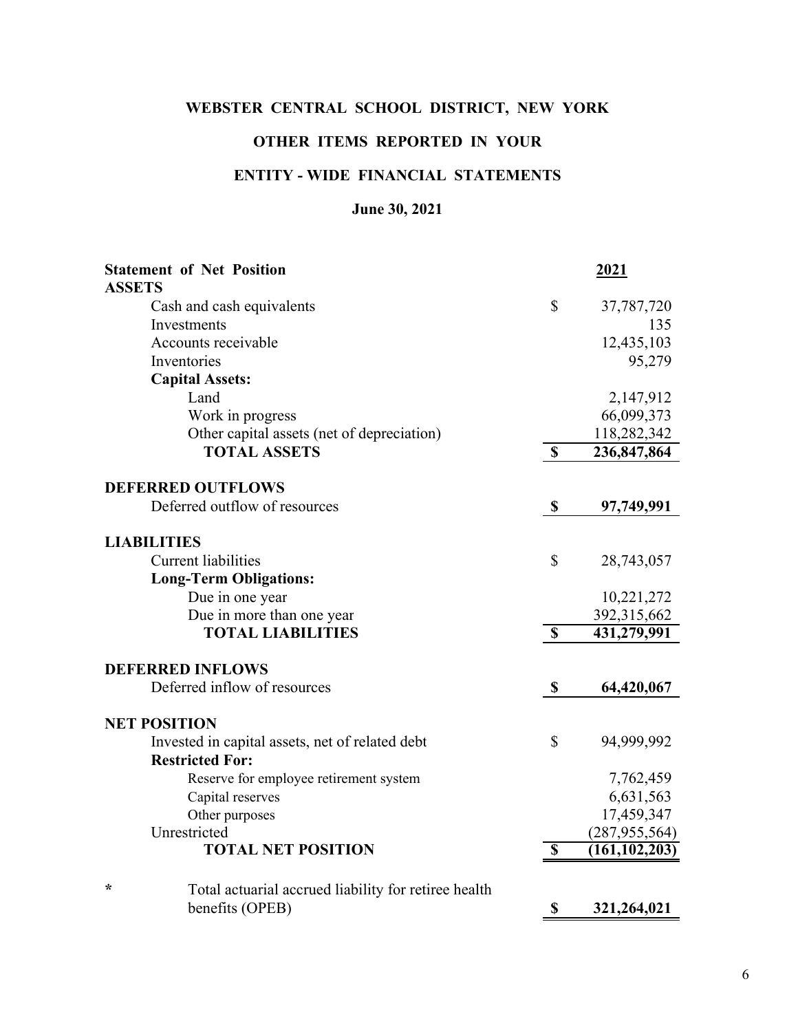# WEBSTER CENTRAL SCHOOL DISTRICT, NEW YORK

## OTHER ITEMS REPORTED IN YOUR

## ENTITY - WIDE FINANCIAL STATEMENTS

### June 30, 2021

| Statement of Net Position | | 2021 |
|---|---|---|
| **ASSETS** | | |
| Cash and cash equivalents | $ | 37,787,720 |
| Investments | | 135 |
| Accounts receivable | | 12,435,103 |
| Inventories | | 95,279 |
| **Capital Assets:** | | |
| Land | | 2,147,912 |
| Work in progress | | 66,099,373 |
| Other capital assets (net of depreciation) | | 118,282,342 |
| **TOTAL ASSETS** | **$** | **236,847,864** |
| **DEFERRED OUTFLOWS** | | |
| Deferred outflow of resources | **$** | **97,749,991** |
| **LIABILITIES** | | |
| Current liabilities | $ | 28,743,057 |
| **Long-Term Obligations:** | | |
| Due in one year | | 10,221,272 |
| Due in more than one year | | 392,315,662 |
| **TOTAL LIABILITIES** | **$** | **431,279,991** |
| **DEFERRED INFLOWS** | | |
| Deferred inflow of resources | **$** | **64,420,067** |
| **NET POSITION** | | |
| Invested in capital assets, net of related debt | $ | 94,999,992 |
| **Restricted For:** | | |
| Reserve for employee retirement system | | 7,762,459 |
| Capital reserves | | 6,631,563 |
| Other purposes | | 17,459,347 |
| Unrestricted | | (287,955,564) |
| **TOTAL NET POSITION** | **$** | **(161,102,203)** |
| * Total actuarial accrued liability for retiree health benefits (OPEB) | **$** | **321,264,021** |